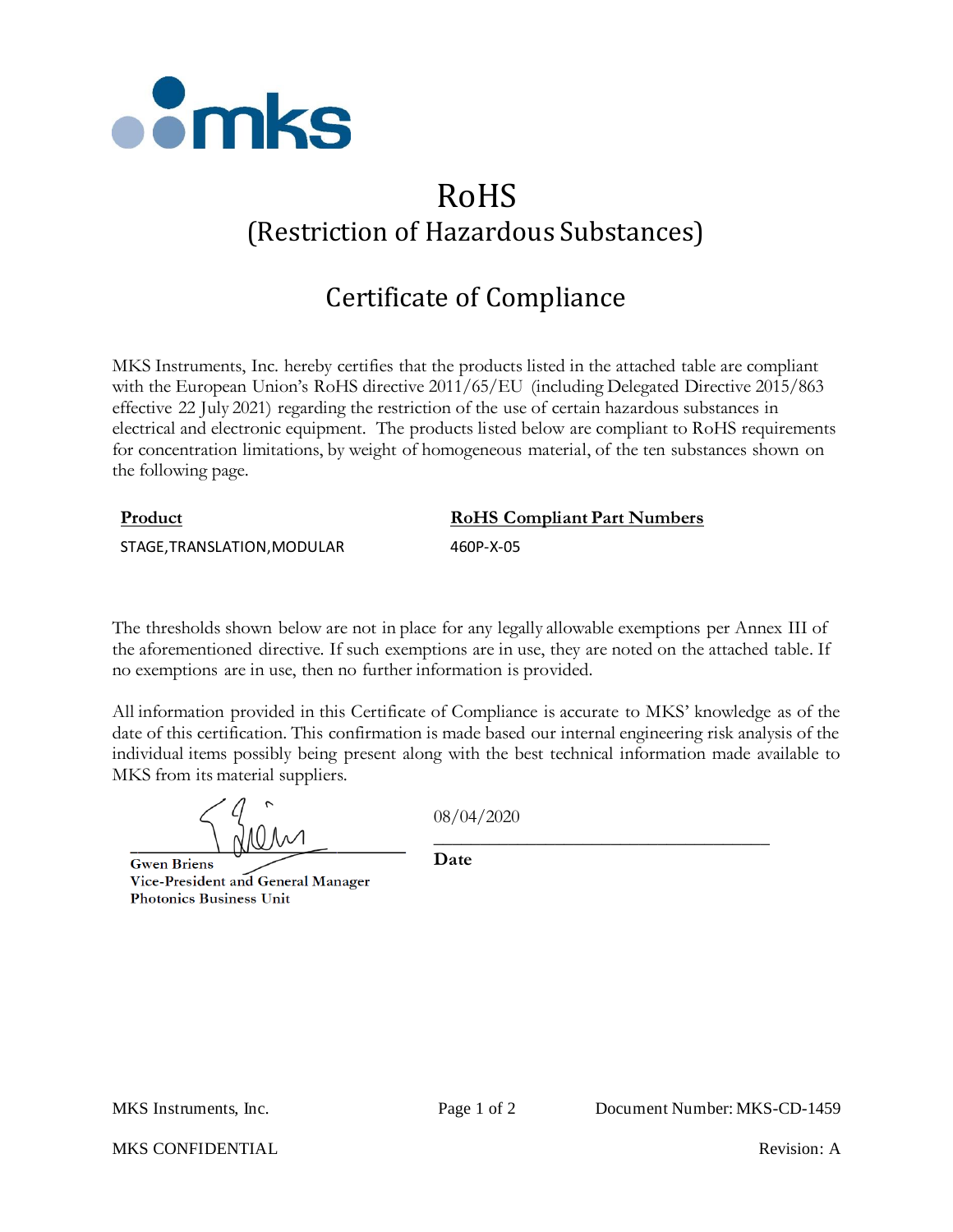# RoHS

## (Restriction of Hazardous Substances)

## Certificate of Compliance

MKS Instruments, Inc. hereby certifies that the products listed in the attached table are compliant with the European Union's RoHS directive 2011/65/EU (including Delegated Directive 2015/863 effective 22 July 2021) regarding the restriction of the use of certain hazardous substances in electrical and electronic equipment. The products listed below are compliant to RoHS requirements for concentration limitations, by weight of homogeneous material, of the ten substances shown on the following page.

| Product | RoHS Compliant Part Numbers |
|---|---|
| STAGE,TRANSLATION,MODULAR | 460P-X-05 |

The thresholds shown below are not in place for any legally allowable exemptions per Annex III of the aforementioned directive. If such exemptions are in use, they are noted on the attached table. If no exemptions are in use, then no further information is provided.

All information provided in this Certificate of Compliance is accurate to MKS' knowledge as of the date of this certification. This confirmation is made based our internal engineering risk analysis of the individual items possibly being present along with the best technical information made available to MKS from its material suppliers.

**Gwen Briens**
**Vice-President and General Manager**
**Photonics Business Unit**

08/04/2020
**Date**

MKS Instruments, Inc. Document Number: MKS-CD-1459

MKS CONFIDENTIAL Revision: A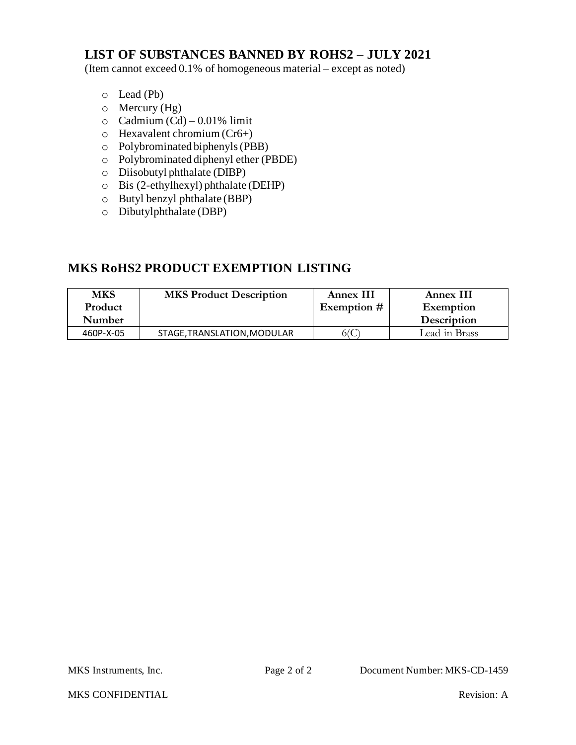## LIST OF SUBSTANCES BANNED BY ROHS2 – JULY 2021

(Item cannot exceed 0.1% of homogeneous material – except as noted)

- Lead (Pb)
- Mercury (Hg)
- Cadmium (Cd) – 0.01% limit
- Hexavalent chromium ($Cr^{6+}$)
- Polybrominated biphenyls (PBB)
- Polybrominated diphenyl ether (PBDE)
- Diisobutyl phthalate (DIBP)
- Bis (2-ethylhexyl) phthalate (DEHP)
- Butyl benzyl phthalate (BBP)
- Dibutylphthalate (DBP)

## MKS RoHS2 PRODUCT EXEMPTION LISTING

| MKS Product Number | MKS Product Description | Annex III Exemption # | Annex III Exemption Description |
|---|---|---|---|
| 460P-X-05 | STAGE,TRANSLATION,MODULAR | 6(C) | Lead in Brass |

MKS CONFIDENTIAL

Document Number: MKS-CD-1459

Revision: A